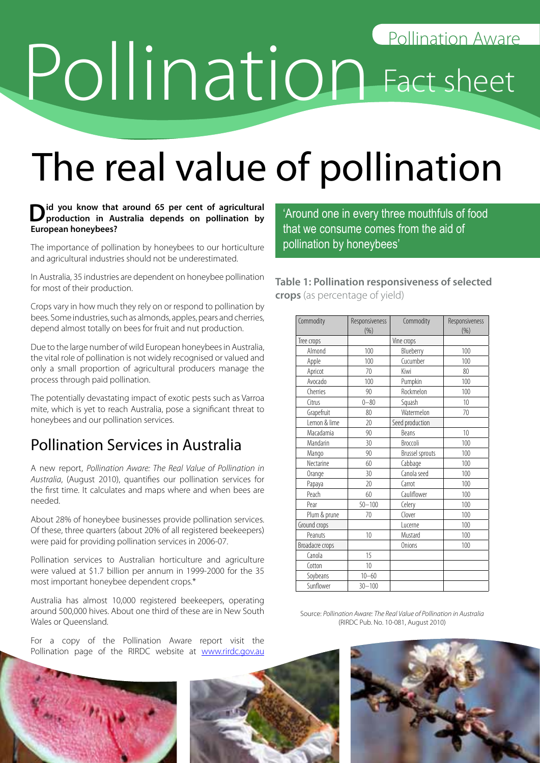# Pollination Fact sheet

Pollination Aware

# The real value of pollination

**Did you know that around 65 per cent of agricultural production in Australia depends on pollination by European honeybees?**

The importance of pollination by honeybees to our horticulture and agricultural industries should not be underestimated.

In Australia, 35 industries are dependent on honeybee pollination for most of their production.

Crops vary in how much they rely on or respond to pollination by bees. Some industries, such as almonds, apples, pears and cherries, depend almost totally on bees for fruit and nut production.

Due to the large number of wild European honeybees in Australia, the vital role of pollination is not widely recognised or valued and only a small proportion of agricultural producers manage the process through paid pollination.

The potentially devastating impact of exotic pests such as Varroa mite, which is yet to reach Australia, pose a significant threat to honeybees and our pollination services.

## Pollination Services in Australia

A new report, *Pollination Aware: The Real Value of Pollination in Australia*, (August 2010), quantifies our pollination services for the first time. It calculates and maps where and when bees are needed.

About 28% of honeybee businesses provide pollination services. Of these, three quarters (about 20% of all registered beekeepers) were paid for providing pollination services in 2006-07.

Pollination services to Australian horticulture and agriculture were valued at $1.7 billion per annum in 1999-2000 for the 35 most important honeybee dependent crops.*

Australia has almost 10,000 registered beekeepers, operating around 500,000 hives. About one third of these are in New South Wales or Queensland.

For a copy of the Pollination Aware report visit the Pollination page of the RIRDC website at www.rirdc.gov.au

'Around one in every three mouthfuls of food that we consume comes from the aid of pollination by honeybees'

**Table 1: Pollination responsiveness of selected crops** (as percentage of yield)

| Commodity | Responsiveness (%) | Commodity | Responsiveness (%) |
|---|---|---|---|
| Tree crops | | Vine crops | |
| Almond | 100 | Blueberry | 100 |
| Apple | 100 | Cucumber | 100 |
| Apricot | 70 | Kiwi | 80 |
| Avocado | 100 | Pumpkin | 100 |
| Cherries | 90 | Rockmelon | 100 |
| Citrus | 0–80 | Squash | 10 |
| Grapefruit | 80 | Watermelon | 70 |
| Lemon & lime | 20 | Seed production | |
| Macadamia | 90 | Beans | 10 |
| Mandarin | 30 | Broccoli | 100 |
| Mango | 90 | Brussel sprouts | 100 |
| Nectarine | 60 | Cabbage | 100 |
| Orange | 30 | Canola seed | 100 |
| Papaya | 20 | Carrot | 100 |
| Peach | 60 | Cauliflower | 100 |
| Pear | 50–100 | Celery | 100 |
| Plum & prune | 70 | Clover | 100 |
| Ground crops | | Lucerne | 100 |
| Peanuts | 10 | Mustard | 100 |
| Broadacre crops | | Onions | 100 |
| Canola | 15 | | |
| Cotton | 10 | | |
| Soybeans | 10–60 | | |
| Sunflower | 30–100 | | |

Source: *Pollination Aware: The Real Value of Pollination in Australia* (RIRDC Pub. No. 10-081, August 2010)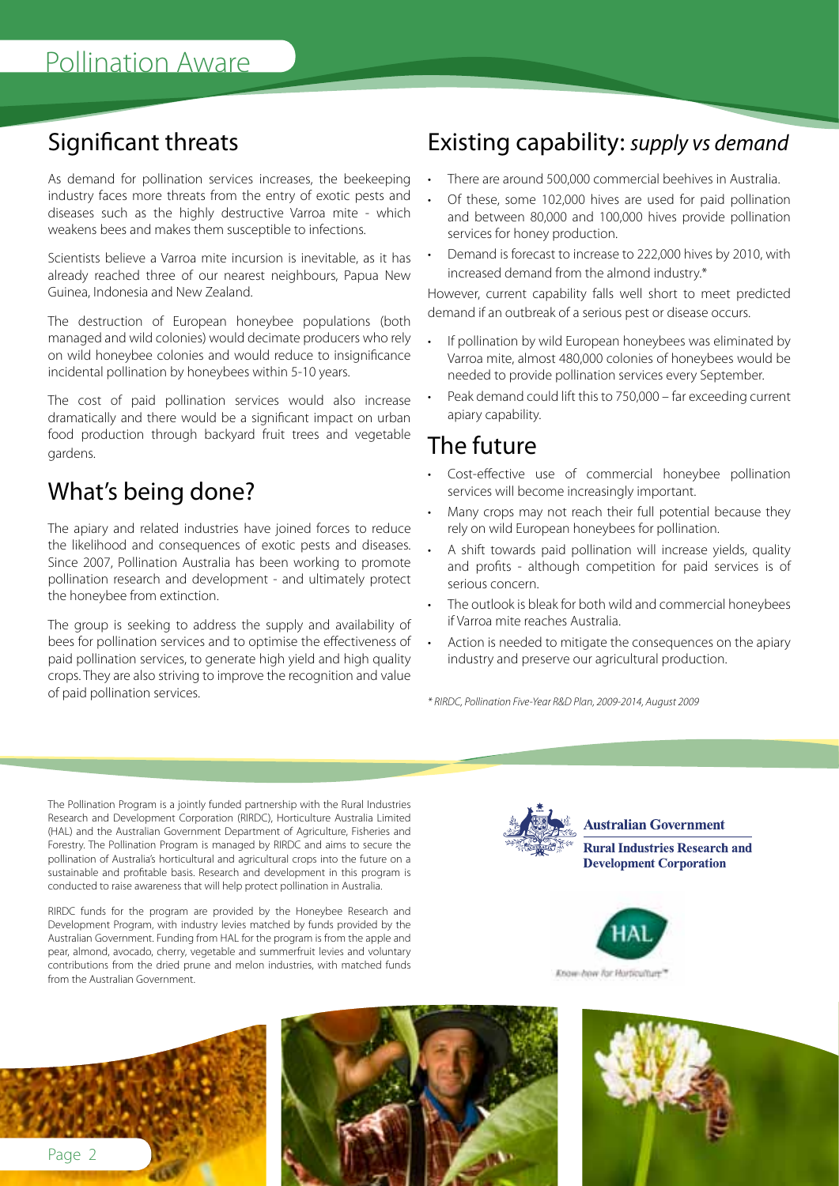## Significant threats

As demand for pollination services increases, the beekeeping industry faces more threats from the entry of exotic pests and diseases such as the highly destructive Varroa mite - which weakens bees and makes them susceptible to infections.

Scientists believe a Varroa mite incursion is inevitable, as it has already reached three of our nearest neighbours, Papua New Guinea, Indonesia and New Zealand.

The destruction of European honeybee populations (both managed and wild colonies) would decimate producers who rely on wild honeybee colonies and would reduce to insignificance incidental pollination by honeybees within 5-10 years.

The cost of paid pollination services would also increase dramatically and there would be a significant impact on urban food production through backyard fruit trees and vegetable gardens.

## What's being done?

The apiary and related industries have joined forces to reduce the likelihood and consequences of exotic pests and diseases. Since 2007, Pollination Australia has been working to promote pollination research and development - and ultimately protect the honeybee from extinction.

The group is seeking to address the supply and availability of bees for pollination services and to optimise the effectiveness of paid pollination services, to generate high yield and high quality crops. They are also striving to improve the recognition and value of paid pollination services.

## Existing capability: *supply vs demand*

- There are around 500,000 commercial beehives in Australia.
- Of these, some 102,000 hives are used for paid pollination and between 80,000 and 100,000 hives provide pollination services for honey production.
- Demand is forecast to increase to 222,000 hives by 2010, with increased demand from the almond industry.*

However, current capability falls well short to meet predicted demand if an outbreak of a serious pest or disease occurs.

- If pollination by wild European honeybees was eliminated by Varroa mite, almost 480,000 colonies of honeybees would be needed to provide pollination services every September.
- Peak demand could lift this to 750,000 – far exceeding current apiary capability.

## The future

- Cost-effective use of commercial honeybee pollination services will become increasingly important.
- Many crops may not reach their full potential because they rely on wild European honeybees for pollination.
- A shift towards paid pollination will increase yields, quality and profits - although competition for paid services is of serious concern.
- The outlook is bleak for both wild and commercial honeybees if Varroa mite reaches Australia.
- Action is needed to mitigate the consequences on the apiary industry and preserve our agricultural production.

*\* RIRDC, Pollination Five-Year R&D Plan, 2009-2014, August 2009*

The Pollination Program is a jointly funded partnership with the Rural Industries Research and Development Corporation (RIRDC), Horticulture Australia Limited (HAL) and the Australian Government Department of Agriculture, Fisheries and Forestry. The Pollination Program is managed by RIRDC and aims to secure the pollination of Australia's horticultural and agricultural crops into the future on a sustainable and profitable basis. Research and development in this program is conducted to raise awareness that will help protect pollination in Australia.

RIRDC funds for the program are provided by the Honeybee Research and Development Program, with industry levies matched by funds provided by the Australian Government. Funding from HAL for the program is from the apple and pear, almond, avocado, cherry, vegetable and summerfruit levies and voluntary contributions from the dried prune and melon industries, with matched funds from the Australian Government.

Australian Government
Rural Industries Research and Development Corporation

HAL
Know-how for Horticulture™